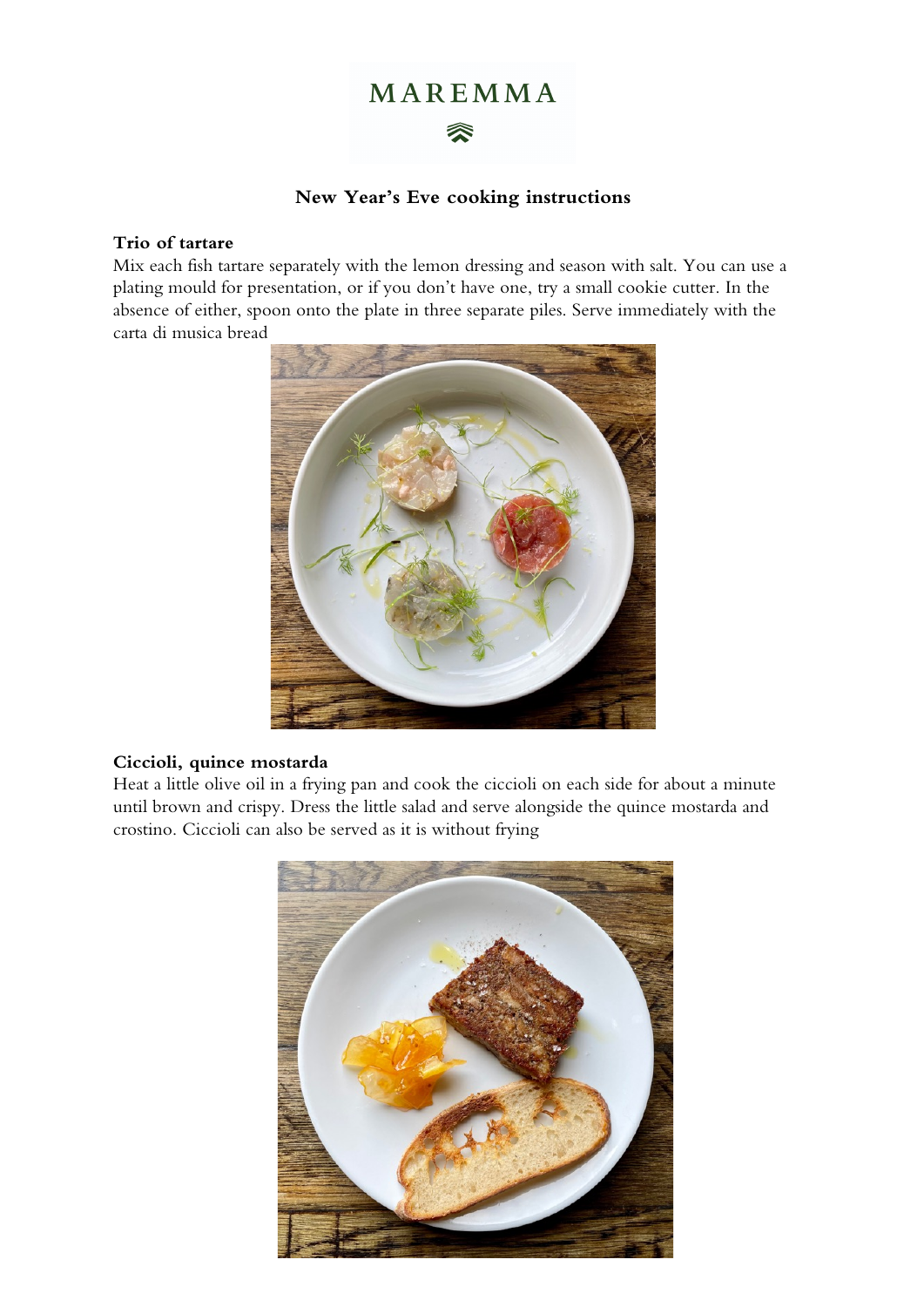# MAREMMA

## New Year's Eve cooking instructions

**Trio of tartare**

Mix each fish tartare separately with the lemon dressing and season with salt. You can use a plating mould for presentation, or if you don't have one, try a small cookie cutter. In the absence of either, spoon onto the plate in three separate piles. Serve immediately with the carta di musica bread

**Ciccioli, quince mostarda**

Heat a little olive oil in a frying pan and cook the ciccioli on each side for about a minute until brown and crispy. Dress the little salad and serve alongside the quince mostarda and crostino. Ciccioli can also be served as it is without frying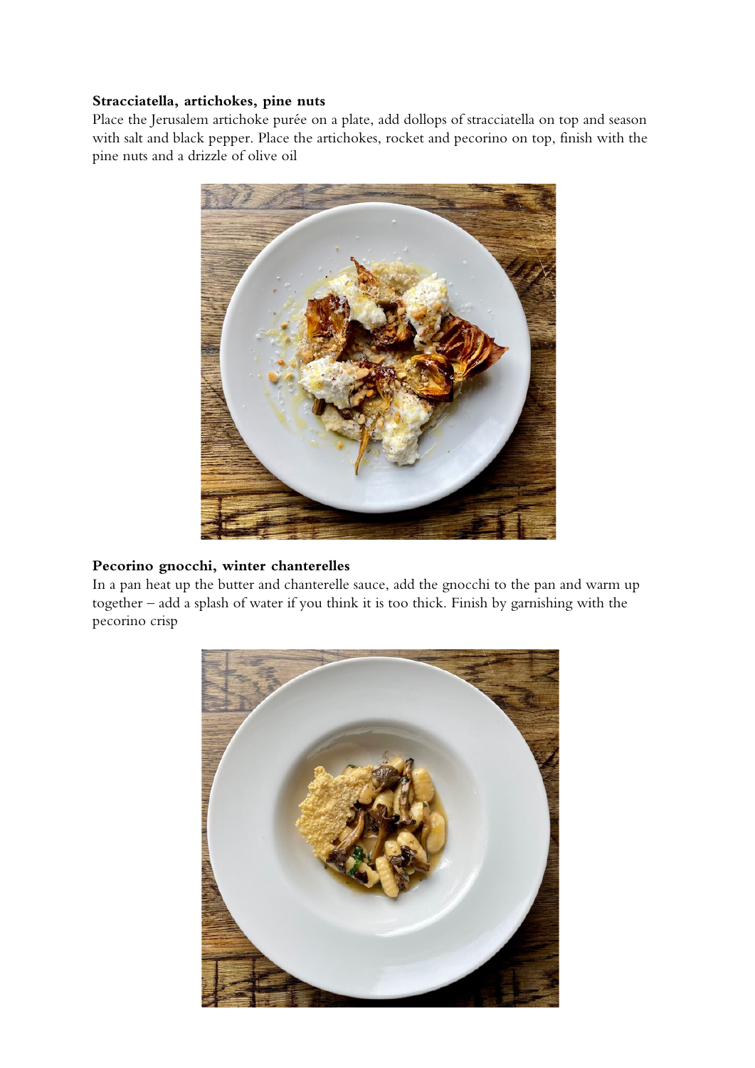**Stracciatella, artichokes, pine nuts**

Place the Jerusalem artichoke purée on a plate, add dollops of stracciatella on top and season with salt and black pepper. Place the artichokes, rocket and pecorino on top, finish with the pine nuts and a drizzle of olive oil

**Pecorino gnocchi, winter chanterelles**

In a pan heat up the butter and chanterelle sauce, add the gnocchi to the pan and warm up together – add a splash of water if you think it is too thick. Finish by garnishing with the pecorino crisp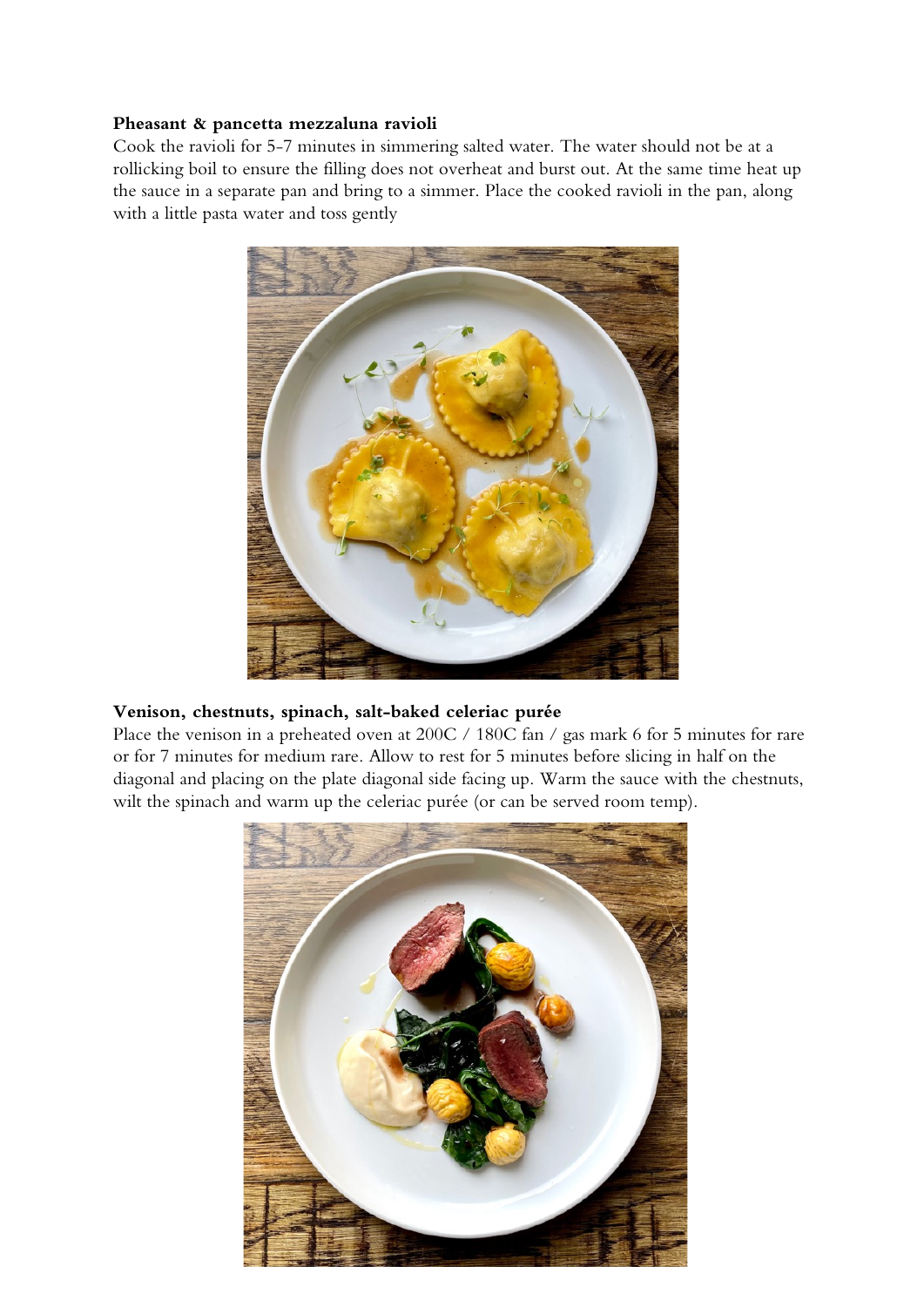**Pheasant & pancetta mezzaluna ravioli**

Cook the ravioli for 5-7 minutes in simmering salted water. The water should not be at a rollicking boil to ensure the filling does not overheat and burst out. At the same time heat up the sauce in a separate pan and bring to a simmer. Place the cooked ravioli in the pan, along with a little pasta water and toss gently

**Venison, chestnuts, spinach, salt-baked celeriac purée**

Place the venison in a preheated oven at 200C / 180C fan / gas mark 6 for 5 minutes for rare or for 7 minutes for medium rare. Allow to rest for 5 minutes before slicing in half on the diagonal and placing on the plate diagonal side facing up. Warm the sauce with the chestnuts, wilt the spinach and warm up the celeriac purée (or can be served room temp).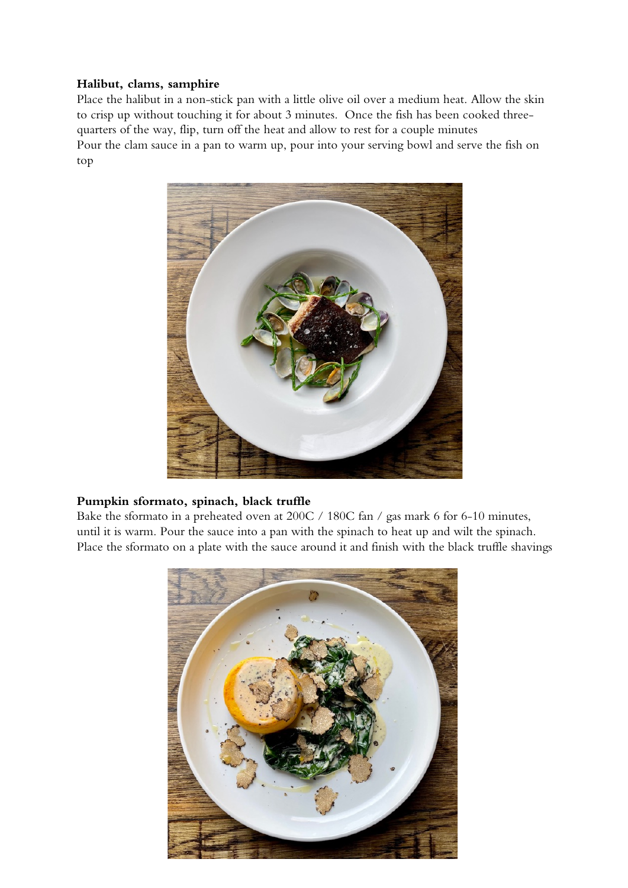**Halibut, clams, samphire**

Place the halibut in a non-stick pan with a little olive oil over a medium heat. Allow the skin to crisp up without touching it for about 3 minutes. Once the fish has been cooked three-quarters of the way, flip, turn off the heat and allow to rest for a couple minutes
Pour the clam sauce in a pan to warm up, pour into your serving bowl and serve the fish on top

**Pumpkin sformato, spinach, black truffle**

Bake the sformato in a preheated oven at 200C / 180C fan / gas mark 6 for 6-10 minutes, until it is warm. Pour the sauce into a pan with the spinach to heat up and wilt the spinach. Place the sformato on a plate with the sauce around it and finish with the black truffle shavings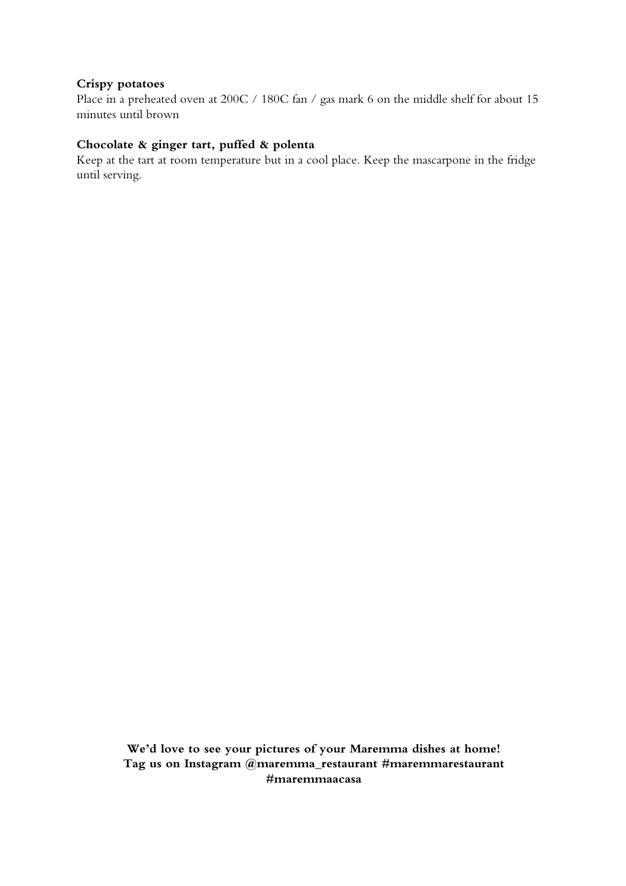**Crispy potatoes**
Place in a preheated oven at 200C / 180C fan / gas mark 6 on the middle shelf for about 15 minutes until brown

**Chocolate & ginger tart, puffed & polenta**
Keep at the tart at room temperature but in a cool place. Keep the mascarpone in the fridge until serving.

**We'd love to see your pictures of your Maremma dishes at home!**
**Tag us on Instagram @maremma_restaurant #maremmarestaurant #maremmaacasa**